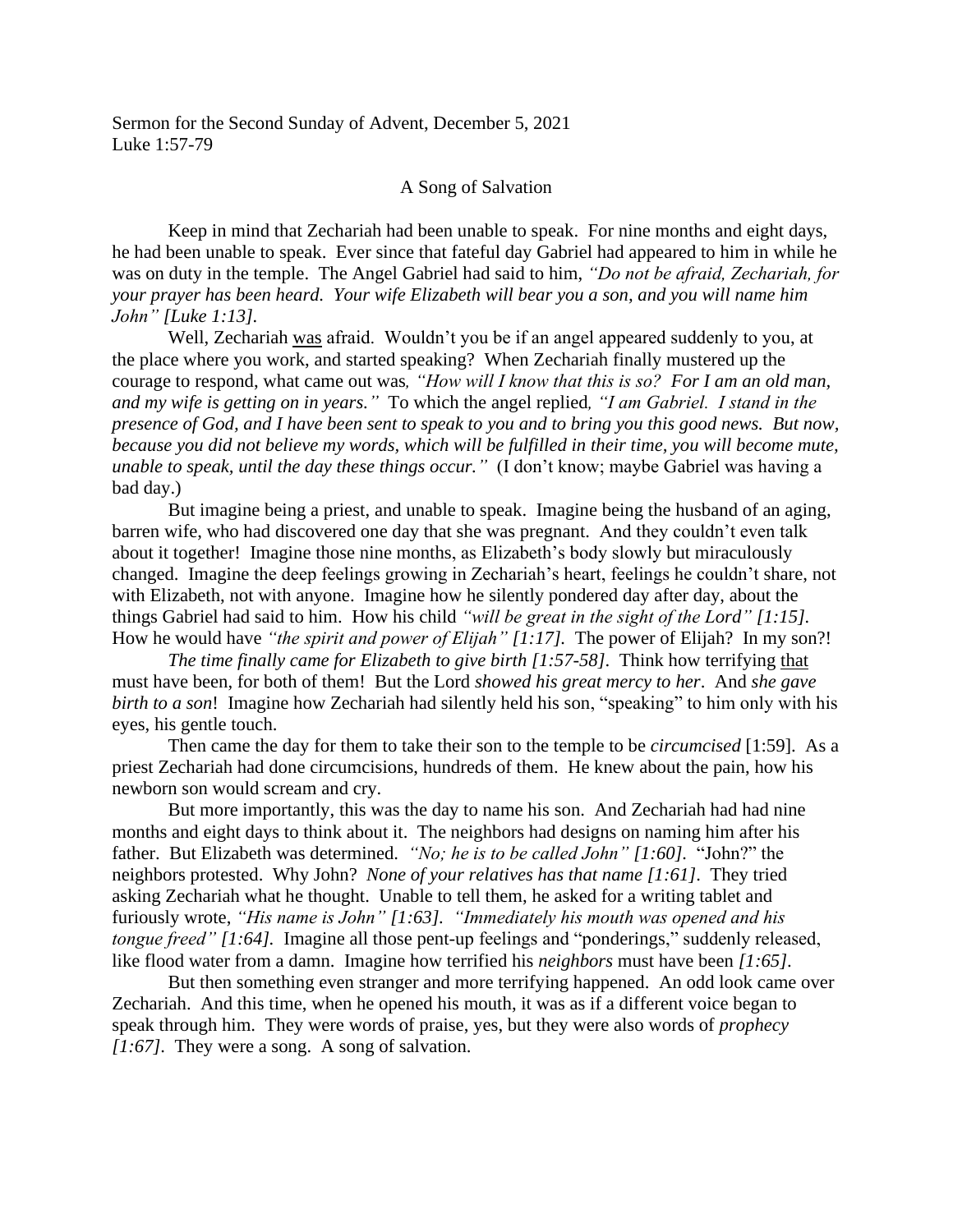Sermon for the Second Sunday of Advent, December 5, 2021
Luke 1:57-79

A Song of Salvation

Keep in mind that Zechariah had been unable to speak. For nine months and eight days, he had been unable to speak. Ever since that fateful day Gabriel had appeared to him in while he was on duty in the temple. The Angel Gabriel had said to him, *"Do not be afraid, Zechariah, for your prayer has been heard. Your wife Elizabeth will bear you a son, and you will name him John" [Luke 1:13]*.

Well, Zechariah was afraid. Wouldn't you be if an angel appeared suddenly to you, at the place where you work, and started speaking? When Zechariah finally mustered up the courage to respond, what came out was*, "How will I know that this is so? For I am an old man, and my wife is getting on in years."* To which the angel replied*, "I am Gabriel. I stand in the presence of God, and I have been sent to speak to you and to bring you this good news. But now, because you did not believe my words, which will be fulfilled in their time, you will become mute, unable to speak, until the day these things occur."* (I don't know; maybe Gabriel was having a bad day.)

But imagine being a priest, and unable to speak. Imagine being the husband of an aging, barren wife, who had discovered one day that she was pregnant. And they couldn't even talk about it together! Imagine those nine months, as Elizabeth's body slowly but miraculously changed. Imagine the deep feelings growing in Zechariah's heart, feelings he couldn't share, not with Elizabeth, not with anyone. Imagine how he silently pondered day after day, about the things Gabriel had said to him. How his child *"will be great in the sight of the Lord" [1:15]*. How he would have *"the spirit and power of Elijah" [1:17]*. The power of Elijah? In my son?!

*The time finally came for Elizabeth to give birth [1:57-58]*. Think how terrifying that must have been, for both of them! But the Lord *showed his great mercy to her*. And *she gave birth to a son*! Imagine how Zechariah had silently held his son, "speaking" to him only with his eyes, his gentle touch.

Then came the day for them to take their son to the temple to be *circumcised* [1:59]. As a priest Zechariah had done circumcisions, hundreds of them. He knew about the pain, how his newborn son would scream and cry.

But more importantly, this was the day to name his son. And Zechariah had had nine months and eight days to think about it. The neighbors had designs on naming him after his father. But Elizabeth was determined. *"No; he is to be called John" [1:60]*. "John?" the neighbors protested. Why John? *None of your relatives has that name [1:61]*. They tried asking Zechariah what he thought. Unable to tell them, he asked for a writing tablet and furiously wrote, *"His name is John" [1:63]*. *"Immediately his mouth was opened and his tongue freed" [1:64]*. Imagine all those pent-up feelings and "ponderings," suddenly released, like flood water from a damn. Imagine how terrified his *neighbors* must have been *[1:65]*.

But then something even stranger and more terrifying happened. An odd look came over Zechariah. And this time, when he opened his mouth, it was as if a different voice began to speak through him. They were words of praise, yes, but they were also words of *prophecy [1:67]*. They were a song. A song of salvation.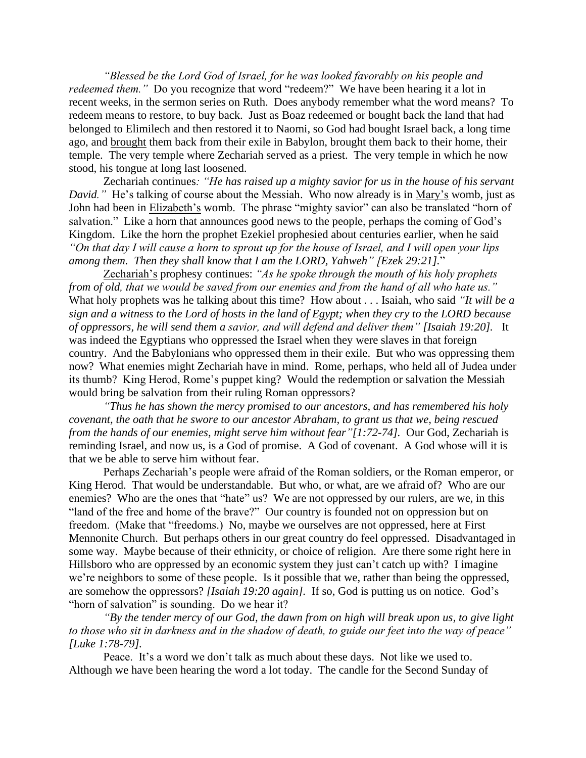*"Blessed be the Lord God of Israel, for he was looked favorably on his people and redeemed them."* Do you recognize that word "redeem?" We have been hearing it a lot in recent weeks, in the sermon series on Ruth. Does anybody remember what the word means? To redeem means to restore, to buy back. Just as Boaz redeemed or bought back the land that had belonged to Elimilech and then restored it to Naomi, so God had bought Israel back, a long time ago, and <u>brought</u> them back from their exile in Babylon, brought them back to their home, their temple. The very temple where Zechariah served as a priest. The very temple in which he now stood, his tongue at long last loosened.

Zechariah continues*: "He has raised up a mighty savior for us in the house of his servant David."* He's talking of course about the Messiah. Who now already is in <u>Mary's</u> womb, just as John had been in <u>Elizabeth's</u> womb. The phrase "mighty savior" can also be translated "horn of salvation." Like a horn that announces good news to the people, perhaps the coming of God's Kingdom. Like the horn the prophet Ezekiel prophesied about centuries earlier, when he said *"On that day I will cause a horn to sprout up for the house of Israel, and I will open your lips among them. Then they shall know that I am the LORD, Yahweh" [Ezek 29:21].*"

<u>Zechariah's</u> prophesy continues: *"As he spoke through the mouth of his holy prophets from of old, that we would be saved from our enemies and from the hand of all who hate us."* What holy prophets was he talking about this time? How about . . . Isaiah, who said *"It will be a sign and a witness to the Lord of hosts in the land of Egypt; when they cry to the LORD because of oppressors, he will send them a savior, and will defend and deliver them" [Isaiah 19:20].* It was indeed the Egyptians who oppressed the Israel when they were slaves in that foreign country. And the Babylonians who oppressed them in their exile. But who was oppressing them now? What enemies might Zechariah have in mind. Rome, perhaps, who held all of Judea under its thumb? King Herod, Rome's puppet king? Would the redemption or salvation the Messiah would bring be salvation from their ruling Roman oppressors?

*"Thus he has shown the mercy promised to our ancestors, and has remembered his holy covenant, the oath that he swore to our ancestor Abraham, to grant us that we, being rescued from the hands of our enemies, might serve him without fear"[1:72-74].* Our God, Zechariah is reminding Israel, and now us, is a God of promise. A God of covenant. A God whose will it is that we be able to serve him without fear.

Perhaps Zechariah's people were afraid of the Roman soldiers, or the Roman emperor, or King Herod. That would be understandable. But who, or what, are we afraid of? Who are our enemies? Who are the ones that "hate" us? We are not oppressed by our rulers, are we, in this "land of the free and home of the brave?" Our country is founded not on oppression but on freedom. (Make that "freedoms.) No, maybe we ourselves are not oppressed, here at First Mennonite Church. But perhaps others in our great country do feel oppressed. Disadvantaged in some way. Maybe because of their ethnicity, or choice of religion. Are there some right here in Hillsboro who are oppressed by an economic system they just can't catch up with? I imagine we're neighbors to some of these people. Is it possible that we, rather than being the oppressed, are somehow the oppressors? *[Isaiah 19:20 again].* If so, God is putting us on notice. God's "horn of salvation" is sounding. Do we hear it?

*"By the tender mercy of our God, the dawn from on high will break upon us, to give light to those who sit in darkness and in the shadow of death, to guide our feet into the way of peace" [Luke 1:78-79].*

Peace. It's a word we don't talk as much about these days. Not like we used to. Although we have been hearing the word a lot today. The candle for the Second Sunday of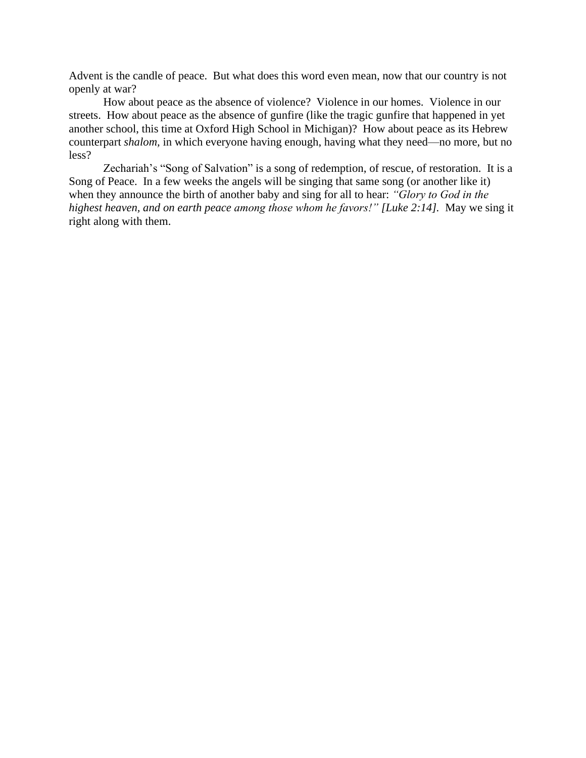Advent is the candle of peace. But what does this word even mean, now that our country is not openly at war?

How about peace as the absence of violence? Violence in our homes. Violence in our streets. How about peace as the absence of gunfire (like the tragic gunfire that happened in yet another school, this time at Oxford High School in Michigan)? How about peace as its Hebrew counterpart ***shalom***, in which everyone having enough, having what they need—no more, but no less?

Zechariah's "Song of Salvation" is a song of redemption, of rescue, of restoration. It is a Song of Peace. In a few weeks the angels will be singing that same song (or another like it) when they announce the birth of another baby and sing for all to hear: *"Glory to God in the highest heaven, and on earth peace among those whom he favors!" [Luke 2:14].* May we sing it right along with them.